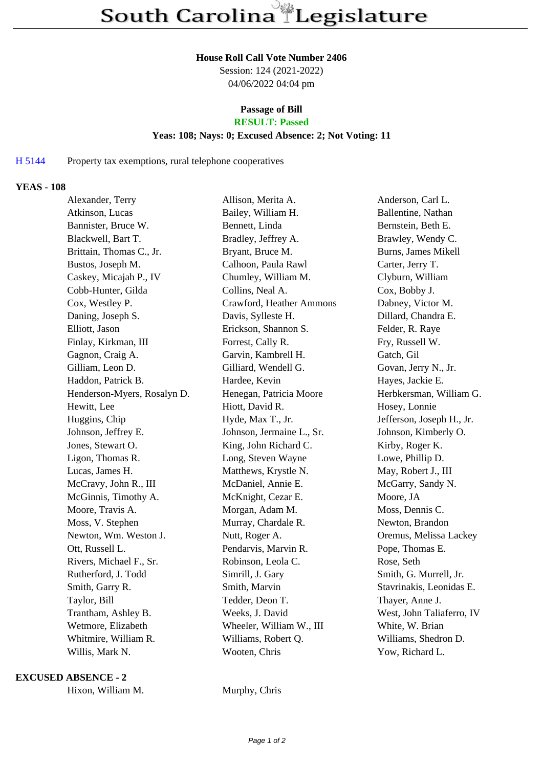# South Carolina Legislature

**House Roll Call Vote Number 2406**
Session: 124 (2021-2022)
04/06/2022 04:04 pm

**Passage of Bill**
**RESULT: Passed**
**Yeas: 108; Nays: 0; Excused Absence: 2; Not Voting: 11**

H 5144 Property tax exemptions, rural telephone cooperatives

**YEAS - 108**

| | | |
|---|---|---|
| Alexander, Terry | Allison, Merita A. | Anderson, Carl L. |
| Atkinson, Lucas | Bailey, William H. | Ballentine, Nathan |
| Bannister, Bruce W. | Bennett, Linda | Bernstein, Beth E. |
| Blackwell, Bart T. | Bradley, Jeffrey A. | Brawley, Wendy C. |
| Brittain, Thomas C., Jr. | Bryant, Bruce M. | Burns, James Mikell |
| Bustos, Joseph M. | Calhoon, Paula Rawl | Carter, Jerry T. |
| Caskey, Micajah P., IV | Chumley, William M. | Clyburn, William |
| Cobb-Hunter, Gilda | Collins, Neal A. | Cox, Bobby J. |
| Cox, Westley P. | Crawford, Heather Ammons | Dabney, Victor M. |
| Daning, Joseph S. | Davis, Sylleste H. | Dillard, Chandra E. |
| Elliott, Jason | Erickson, Shannon S. | Felder, R. Raye |
| Finlay, Kirkman, III | Forrest, Cally R. | Fry, Russell W. |
| Gagnon, Craig A. | Garvin, Kambrell H. | Gatch, Gil |
| Gilliam, Leon D. | Gilliard, Wendell G. | Govan, Jerry N., Jr. |
| Haddon, Patrick B. | Hardee, Kevin | Hayes, Jackie E. |
| Henderson-Myers, Rosalyn D. | Henegan, Patricia Moore | Herbkersman, William G. |
| Hewitt, Lee | Hiott, David R. | Hosey, Lonnie |
| Huggins, Chip | Hyde, Max T., Jr. | Jefferson, Joseph H., Jr. |
| Johnson, Jeffrey E. | Johnson, Jermaine L., Sr. | Johnson, Kimberly O. |
| Jones, Stewart O. | King, John Richard C. | Kirby, Roger K. |
| Ligon, Thomas R. | Long, Steven Wayne | Lowe, Phillip D. |
| Lucas, James H. | Matthews, Krystle N. | May, Robert J., III |
| McCravy, John R., III | McDaniel, Annie E. | McGarry, Sandy N. |
| McGinnis, Timothy A. | McKnight, Cezar E. | Moore, JA |
| Moore, Travis A. | Morgan, Adam M. | Moss, Dennis C. |
| Moss, V. Stephen | Murray, Chardale R. | Newton, Brandon |
| Newton, Wm. Weston J. | Nutt, Roger A. | Oremus, Melissa Lackey |
| Ott, Russell L. | Pendarvis, Marvin R. | Pope, Thomas E. |
| Rivers, Michael F., Sr. | Robinson, Leola C. | Rose, Seth |
| Rutherford, J. Todd | Simrill, J. Gary | Smith, G. Murrell, Jr. |
| Smith, Garry R. | Smith, Marvin | Stavrinakis, Leonidas E. |
| Taylor, Bill | Tedder, Deon T. | Thayer, Anne J. |
| Trantham, Ashley B. | Weeks, J. David | West, John Taliaferro, IV |
| Wetmore, Elizabeth | Wheeler, William W., III | White, W. Brian |
| Whitmire, William R. | Williams, Robert Q. | Williams, Shedron D. |
| Willis, Mark N. | Wooten, Chris | Yow, Richard L. |

**EXCUSED ABSENCE - 2**

| | |
|---|---|
| Hixon, William M. | Murphy, Chris |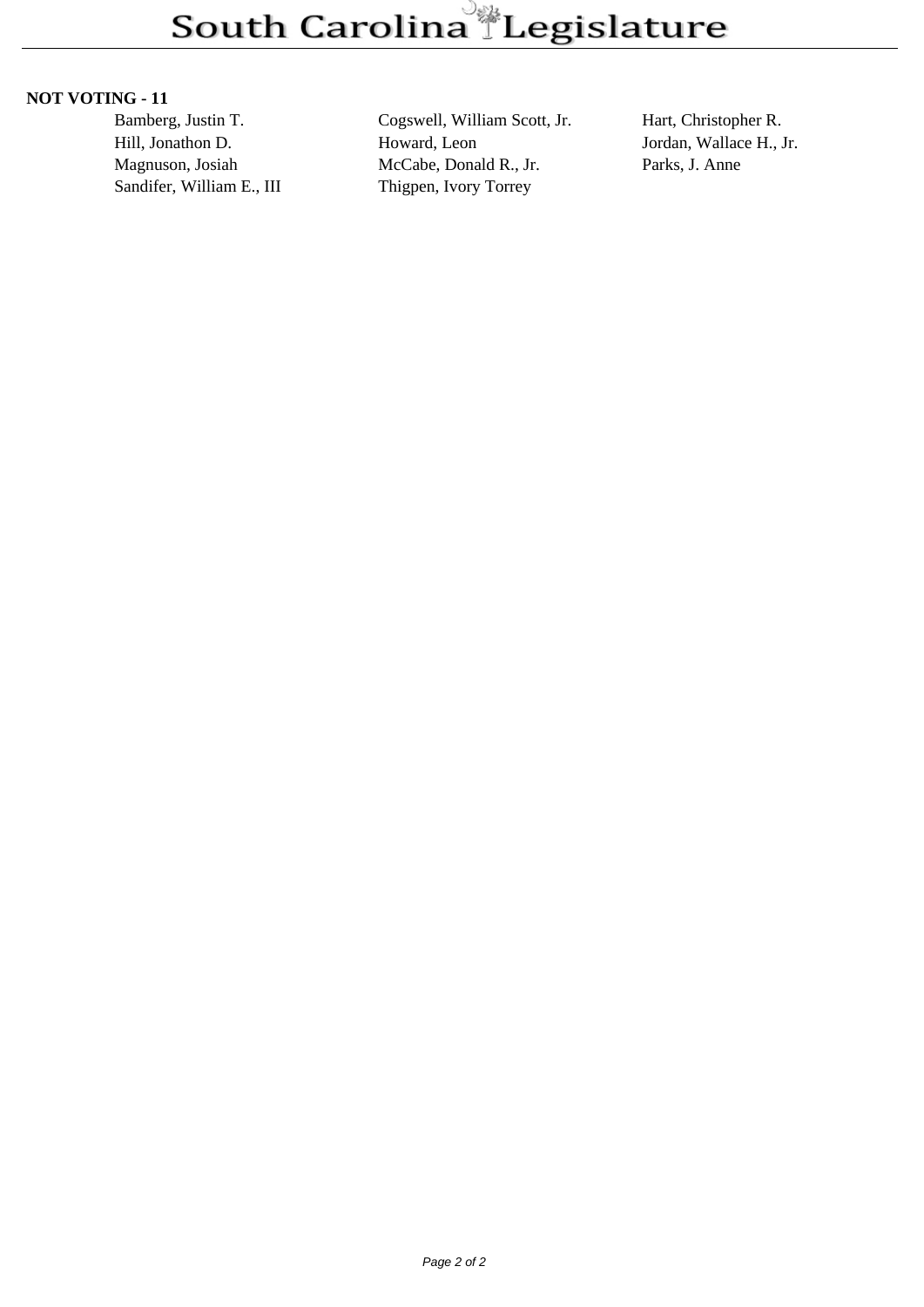**NOT VOTING - 11**

| | | |
|---|---|---|
| Bamberg, Justin T. | Cogswell, William Scott, Jr. | Hart, Christopher R. |
| Hill, Jonathon D. | Howard, Leon | Jordan, Wallace H., Jr. |
| Magnuson, Josiah | McCabe, Donald R., Jr. | Parks, J. Anne |
| Sandifer, William E., III | Thigpen, Ivory Torrey | |